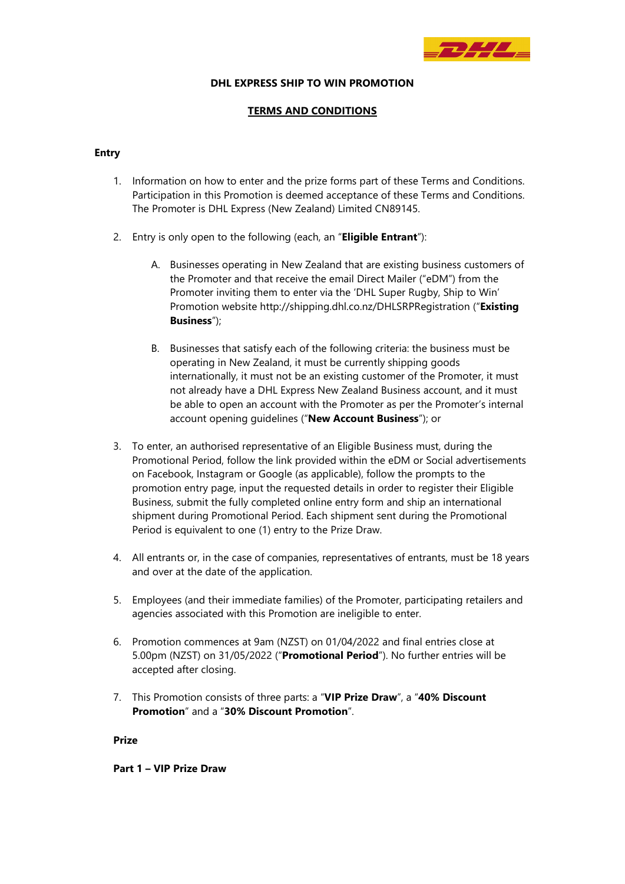**DHL EXPRESS SHIP TO WIN PROMOTION**

**TERMS AND CONDITIONS**

**Entry**

1. Information on how to enter and the prize forms part of these Terms and Conditions. Participation in this Promotion is deemed acceptance of these Terms and Conditions. The Promoter is DHL Express (New Zealand) Limited CN89145.

2. Entry is only open to the following (each, an "**Eligible Entrant**"):

   A. Businesses operating in New Zealand that are existing business customers of the Promoter and that receive the email Direct Mailer ("eDM") from the Promoter inviting them to enter via the 'DHL Super Rugby, Ship to Win' Promotion website http://shipping.dhl.co.nz/DHLSRPRegistration ("**Existing Business**");

   B. Businesses that satisfy each of the following criteria: the business must be operating in New Zealand, it must be currently shipping goods internationally, it must not be an existing customer of the Promoter, it must not already have a DHL Express New Zealand Business account, and it must be able to open an account with the Promoter as per the Promoter's internal account opening guidelines ("**New Account Business**"); or

3. To enter, an authorised representative of an Eligible Business must, during the Promotional Period, follow the link provided within the eDM or Social advertisements on Facebook, Instagram or Google (as applicable), follow the prompts to the promotion entry page, input the requested details in order to register their Eligible Business, submit the fully completed online entry form and ship an international shipment during Promotional Period. Each shipment sent during the Promotional Period is equivalent to one (1) entry to the Prize Draw.

4. All entrants or, in the case of companies, representatives of entrants, must be 18 years and over at the date of the application.

5. Employees (and their immediate families) of the Promoter, participating retailers and agencies associated with this Promotion are ineligible to enter.

6. Promotion commences at 9am (NZST) on 01/04/2022 and final entries close at 5.00pm (NZST) on 31/05/2022 ("**Promotional Period**"). No further entries will be accepted after closing.

7. This Promotion consists of three parts: a "**VIP Prize Draw**", a "**40% Discount Promotion**" and a "**30% Discount Promotion**".

**Prize**

**Part 1 – VIP Prize Draw**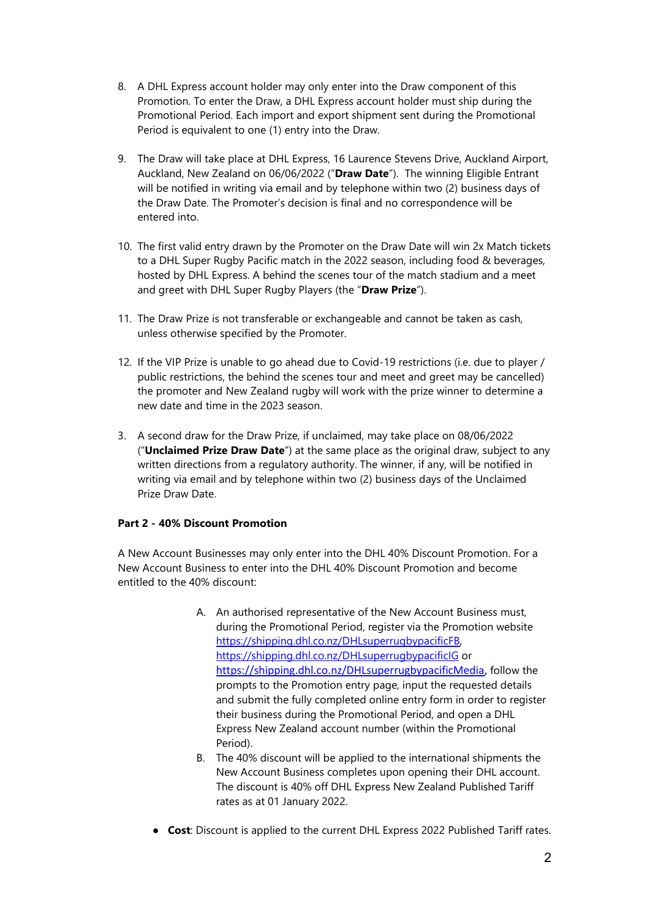8. A DHL Express account holder may only enter into the Draw component of this Promotion. To enter the Draw, a DHL Express account holder must ship during the Promotional Period. Each import and export shipment sent during the Promotional Period is equivalent to one (1) entry into the Draw.

9. The Draw will take place at DHL Express, 16 Laurence Stevens Drive, Auckland Airport, Auckland, New Zealand on 06/06/2022 ("**Draw Date**"). The winning Eligible Entrant will be notified in writing via email and by telephone within two (2) business days of the Draw Date. The Promoter's decision is final and no correspondence will be entered into.

10. The first valid entry drawn by the Promoter on the Draw Date will win 2x Match tickets to a DHL Super Rugby Pacific match in the 2022 season, including food & beverages, hosted by DHL Express. A behind the scenes tour of the match stadium and a meet and greet with DHL Super Rugby Players (the "**Draw Prize**").

11. The Draw Prize is not transferable or exchangeable and cannot be taken as cash, unless otherwise specified by the Promoter.

12. If the VIP Prize is unable to go ahead due to Covid-19 restrictions (i.e. due to player / public restrictions, the behind the scenes tour and meet and greet may be cancelled) the promoter and New Zealand rugby will work with the prize winner to determine a new date and time in the 2023 season.

3. A second draw for the Draw Prize, if unclaimed, may take place on 08/06/2022 ("**Unclaimed Prize Draw Date**") at the same place as the original draw, subject to any written directions from a regulatory authority. The winner, if any, will be notified in writing via email and by telephone within two (2) business days of the Unclaimed Prize Draw Date.

**Part 2 - 40% Discount Promotion**

A New Account Businesses may only enter into the DHL 40% Discount Promotion. For a New Account Business to enter into the DHL 40% Discount Promotion and become entitled to the 40% discount:

A. An authorised representative of the New Account Business must, during the Promotional Period, register via the Promotion website https://shipping.dhl.co.nz/DHLsuperrugbypacificFB, https://shipping.dhl.co.nz/DHLsuperrugbypacificIG or https://shipping.dhl.co.nz/DHLsuperrugbypacificMedia, follow the prompts to the Promotion entry page, input the requested details and submit the fully completed online entry form in order to register their business during the Promotional Period, and open a DHL Express New Zealand account number (within the Promotional Period).
B. The 40% discount will be applied to the international shipments the New Account Business completes upon opening their DHL account. The discount is 40% off DHL Express New Zealand Published Tariff rates as at 01 January 2022.

- **Cost**: Discount is applied to the current DHL Express 2022 Published Tariff rates.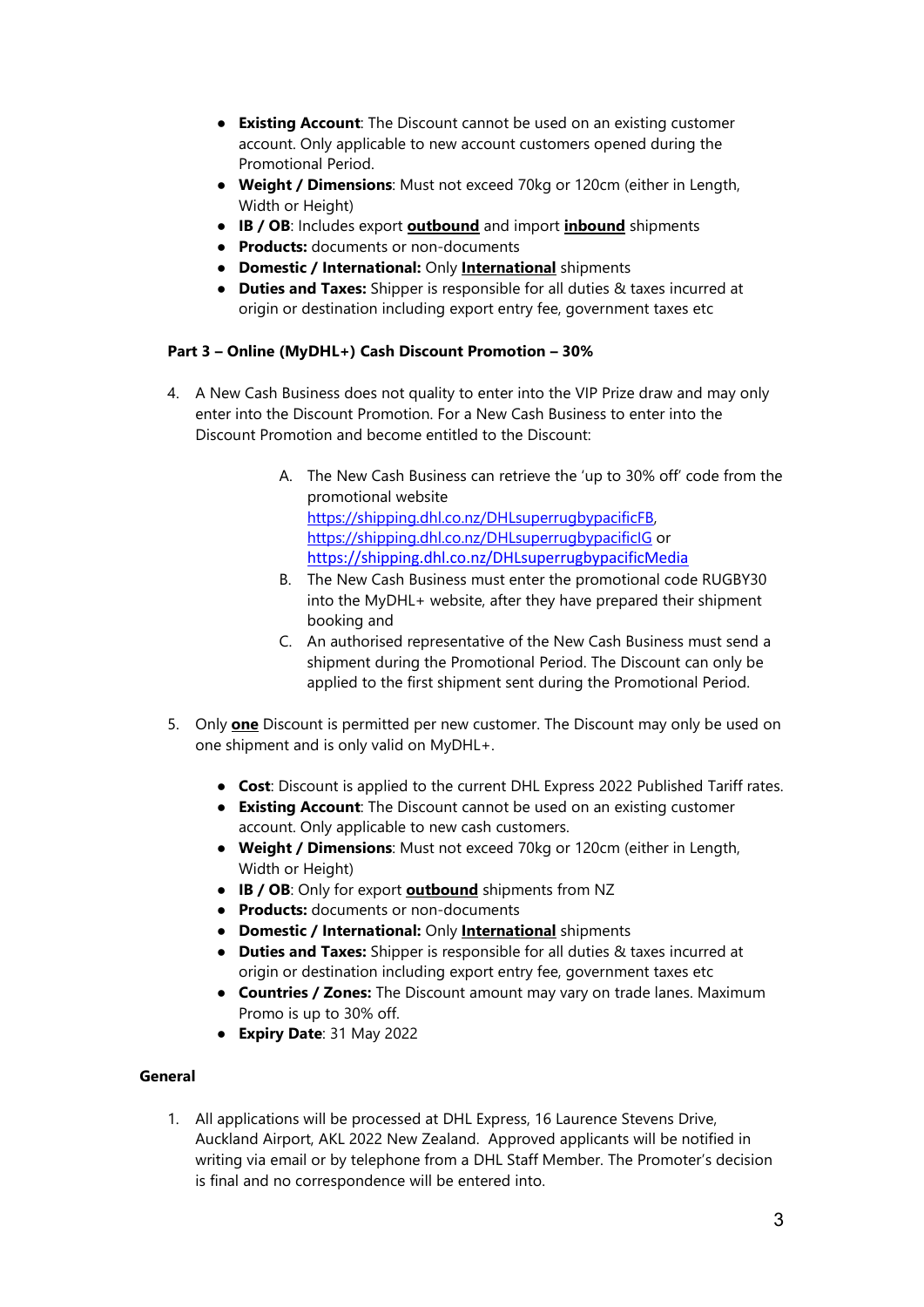- **Existing Account**: The Discount cannot be used on an existing customer account. Only applicable to new account customers opened during the Promotional Period.
- **Weight / Dimensions**: Must not exceed 70kg or 120cm (either in Length, Width or Height)
- **IB / OB**: Includes export **outbound** and import **inbound** shipments
- **Products:** documents or non-documents
- **Domestic / International:** Only **International** shipments
- **Duties and Taxes:** Shipper is responsible for all duties & taxes incurred at origin or destination including export entry fee, government taxes etc

**Part 3 – Online (MyDHL+) Cash Discount Promotion – 30%**

4. A New Cash Business does not quality to enter into the VIP Prize draw and may only enter into the Discount Promotion. For a New Cash Business to enter into the Discount Promotion and become entitled to the Discount:

   A. The New Cash Business can retrieve the 'up to 30% off' code from the promotional website https://shipping.dhl.co.nz/DHLsuperrugbypacificFB, https://shipping.dhl.co.nz/DHLsuperrugbypacificIG or https://shipping.dhl.co.nz/DHLsuperrugbypacificMedia
   B. The New Cash Business must enter the promotional code RUGBY30 into the MyDHL+ website, after they have prepared their shipment booking and
   C. An authorised representative of the New Cash Business must send a shipment during the Promotional Period. The Discount can only be applied to the first shipment sent during the Promotional Period.

5. Only **one** Discount is permitted per new customer. The Discount may only be used on one shipment and is only valid on MyDHL+.

   - **Cost**: Discount is applied to the current DHL Express 2022 Published Tariff rates.
   - **Existing Account**: The Discount cannot be used on an existing customer account. Only applicable to new cash customers.
   - **Weight / Dimensions**: Must not exceed 70kg or 120cm (either in Length, Width or Height)
   - **IB / OB**: Only for export **outbound** shipments from NZ
   - **Products:** documents or non-documents
   - **Domestic / International:** Only **International** shipments
   - **Duties and Taxes:** Shipper is responsible for all duties & taxes incurred at origin or destination including export entry fee, government taxes etc
   - **Countries / Zones:** The Discount amount may vary on trade lanes. Maximum Promo is up to 30% off.
   - **Expiry Date**: 31 May 2022

**General**

1. All applications will be processed at DHL Express, 16 Laurence Stevens Drive, Auckland Airport, AKL 2022 New Zealand. Approved applicants will be notified in writing via email or by telephone from a DHL Staff Member. The Promoter's decision is final and no correspondence will be entered into.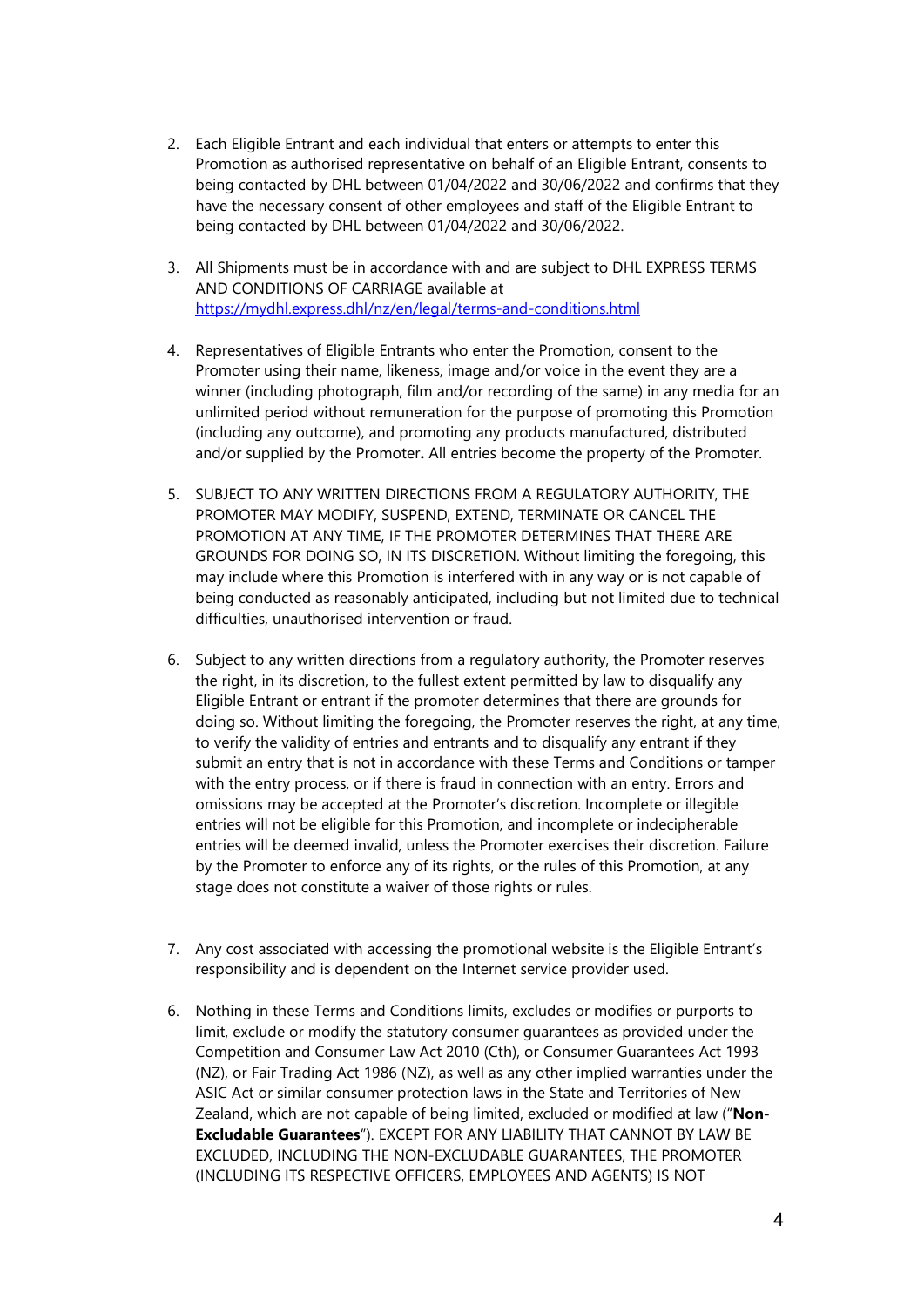2. Each Eligible Entrant and each individual that enters or attempts to enter this Promotion as authorised representative on behalf of an Eligible Entrant, consents to being contacted by DHL between 01/04/2022 and 30/06/2022 and confirms that they have the necessary consent of other employees and staff of the Eligible Entrant to being contacted by DHL between 01/04/2022 and 30/06/2022.

3. All Shipments must be in accordance with and are subject to DHL EXPRESS TERMS AND CONDITIONS OF CARRIAGE available at https://mydhl.express.dhl/nz/en/legal/terms-and-conditions.html

4. Representatives of Eligible Entrants who enter the Promotion, consent to the Promoter using their name, likeness, image and/or voice in the event they are a winner (including photograph, film and/or recording of the same) in any media for an unlimited period without remuneration for the purpose of promoting this Promotion (including any outcome), and promoting any products manufactured, distributed and/or supplied by the Promoter**.** All entries become the property of the Promoter.

5. SUBJECT TO ANY WRITTEN DIRECTIONS FROM A REGULATORY AUTHORITY, THE PROMOTER MAY MODIFY, SUSPEND, EXTEND, TERMINATE OR CANCEL THE PROMOTION AT ANY TIME, IF THE PROMOTER DETERMINES THAT THERE ARE GROUNDS FOR DOING SO, IN ITS DISCRETION. Without limiting the foregoing, this may include where this Promotion is interfered with in any way or is not capable of being conducted as reasonably anticipated, including but not limited due to technical difficulties, unauthorised intervention or fraud.

6. Subject to any written directions from a regulatory authority, the Promoter reserves the right, in its discretion, to the fullest extent permitted by law to disqualify any Eligible Entrant or entrant if the promoter determines that there are grounds for doing so. Without limiting the foregoing, the Promoter reserves the right, at any time, to verify the validity of entries and entrants and to disqualify any entrant if they submit an entry that is not in accordance with these Terms and Conditions or tamper with the entry process, or if there is fraud in connection with an entry. Errors and omissions may be accepted at the Promoter's discretion. Incomplete or illegible entries will not be eligible for this Promotion, and incomplete or indecipherable entries will be deemed invalid, unless the Promoter exercises their discretion. Failure by the Promoter to enforce any of its rights, or the rules of this Promotion, at any stage does not constitute a waiver of those rights or rules.

7. Any cost associated with accessing the promotional website is the Eligible Entrant's responsibility and is dependent on the Internet service provider used.

6. Nothing in these Terms and Conditions limits, excludes or modifies or purports to limit, exclude or modify the statutory consumer guarantees as provided under the Competition and Consumer Law Act 2010 (Cth), or Consumer Guarantees Act 1993 (NZ), or Fair Trading Act 1986 (NZ), as well as any other implied warranties under the ASIC Act or similar consumer protection laws in the State and Territories of New Zealand, which are not capable of being limited, excluded or modified at law ("**Non-Excludable Guarantees**"). EXCEPT FOR ANY LIABILITY THAT CANNOT BY LAW BE EXCLUDED, INCLUDING THE NON-EXCLUDABLE GUARANTEES, THE PROMOTER (INCLUDING ITS RESPECTIVE OFFICERS, EMPLOYEES AND AGENTS) IS NOT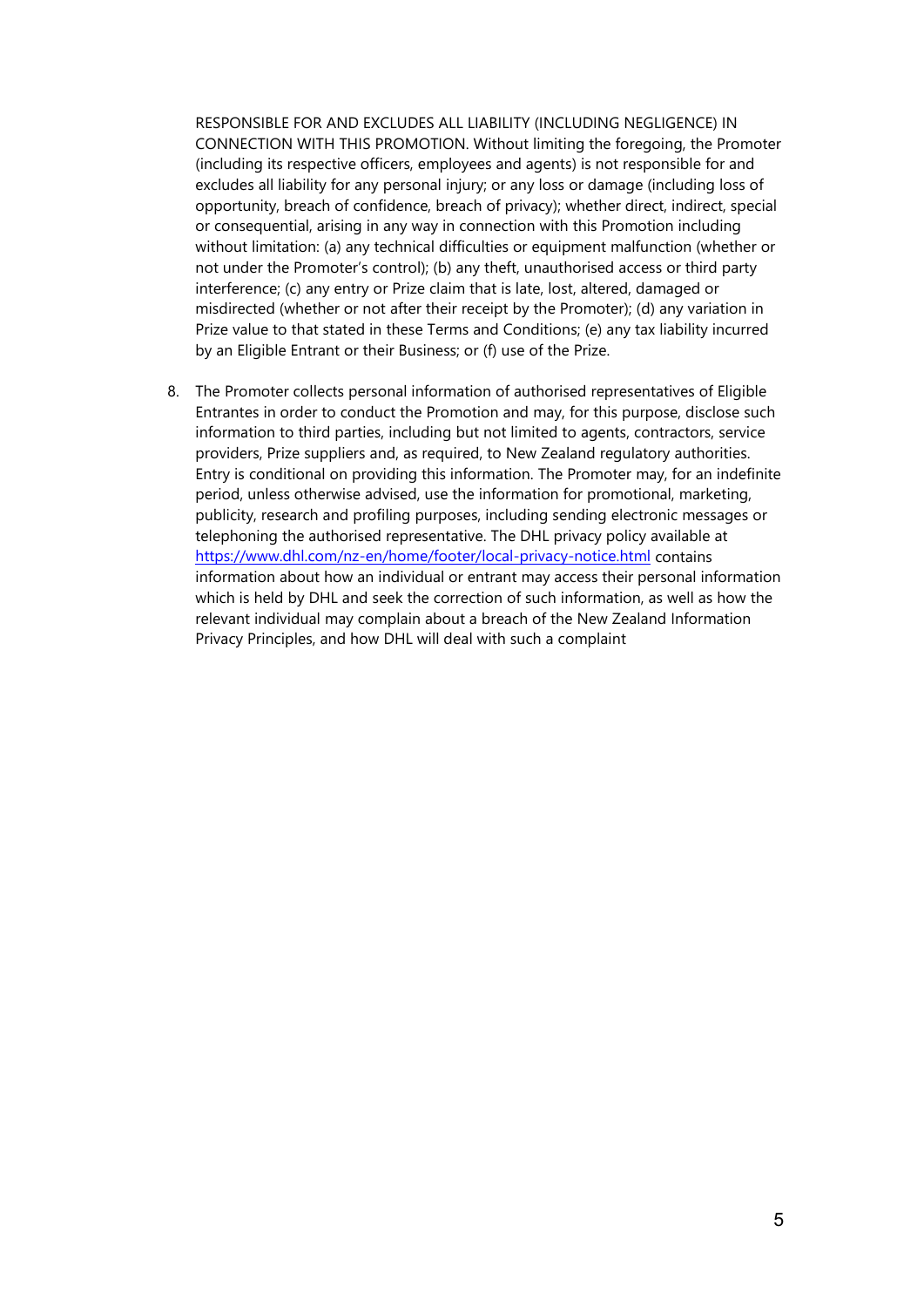RESPONSIBLE FOR AND EXCLUDES ALL LIABILITY (INCLUDING NEGLIGENCE) IN CONNECTION WITH THIS PROMOTION. Without limiting the foregoing, the Promoter (including its respective officers, employees and agents) is not responsible for and excludes all liability for any personal injury; or any loss or damage (including loss of opportunity, breach of confidence, breach of privacy); whether direct, indirect, special or consequential, arising in any way in connection with this Promotion including without limitation: (a) any technical difficulties or equipment malfunction (whether or not under the Promoter's control); (b) any theft, unauthorised access or third party interference; (c) any entry or Prize claim that is late, lost, altered, damaged or misdirected (whether or not after their receipt by the Promoter); (d) any variation in Prize value to that stated in these Terms and Conditions; (e) any tax liability incurred by an Eligible Entrant or their Business; or (f) use of the Prize.

8. The Promoter collects personal information of authorised representatives of Eligible Entrantes in order to conduct the Promotion and may, for this purpose, disclose such information to third parties, including but not limited to agents, contractors, service providers, Prize suppliers and, as required, to New Zealand regulatory authorities. Entry is conditional on providing this information. The Promoter may, for an indefinite period, unless otherwise advised, use the information for promotional, marketing, publicity, research and profiling purposes, including sending electronic messages or telephoning the authorised representative. The DHL privacy policy available at https://www.dhl.com/nz-en/home/footer/local-privacy-notice.html contains information about how an individual or entrant may access their personal information which is held by DHL and seek the correction of such information, as well as how the relevant individual may complain about a breach of the New Zealand Information Privacy Principles, and how DHL will deal with such a complaint